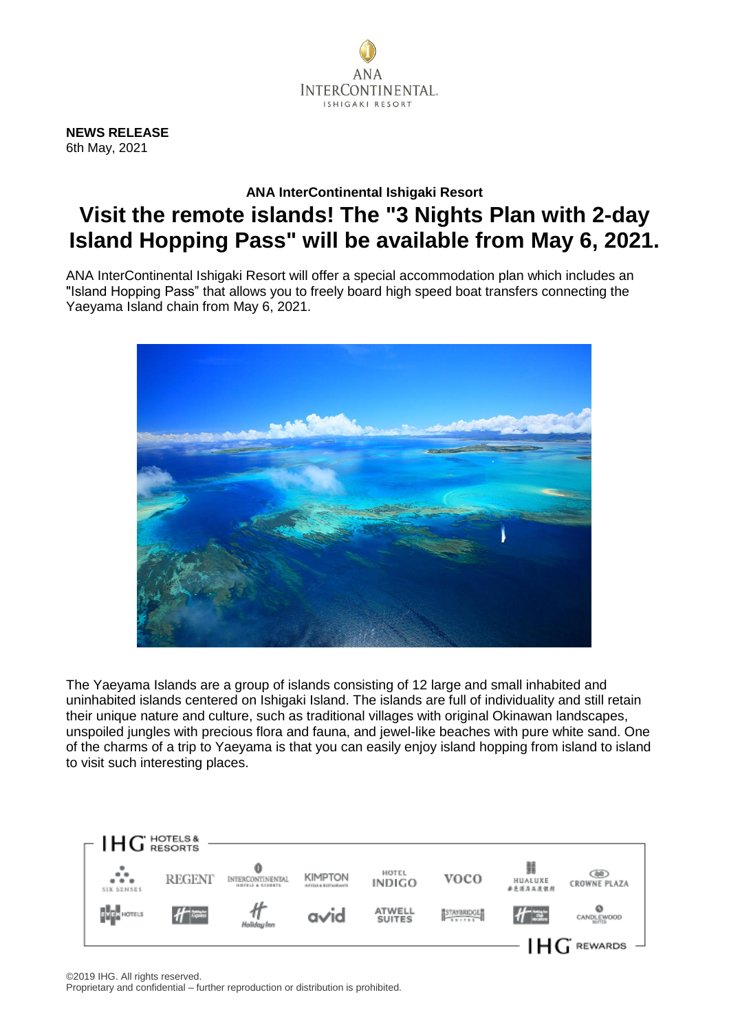ANA
INTERCONTINENTAL
ISHIGAKI RESORT

**NEWS RELEASE**
6th May, 2021

**ANA InterContinental Ishigaki Resort**

# Visit the remote islands! The "3 Nights Plan with 2-day Island Hopping Pass" will be available from May 6, 2021.

ANA InterContinental Ishigaki Resort will offer a special accommodation plan which includes an "Island Hopping Pass" that allows you to freely board high speed boat transfers connecting the Yaeyama Island chain from May 6, 2021.

The Yaeyama Islands are a group of islands consisting of 12 large and small inhabited and uninhabited islands centered on Ishigaki Island. The islands are full of individuality and still retain their unique nature and culture, such as traditional villages with original Okinawan landscapes, unspoiled jungles with precious flora and fauna, and jewel-like beaches with pure white sand. One of the charms of a trip to Yaeyama is that you can easily enjoy island hopping from island to island to visit such interesting places.

©2019 IHG. All rights reserved.
Proprietary and confidential – further reproduction or distribution is prohibited.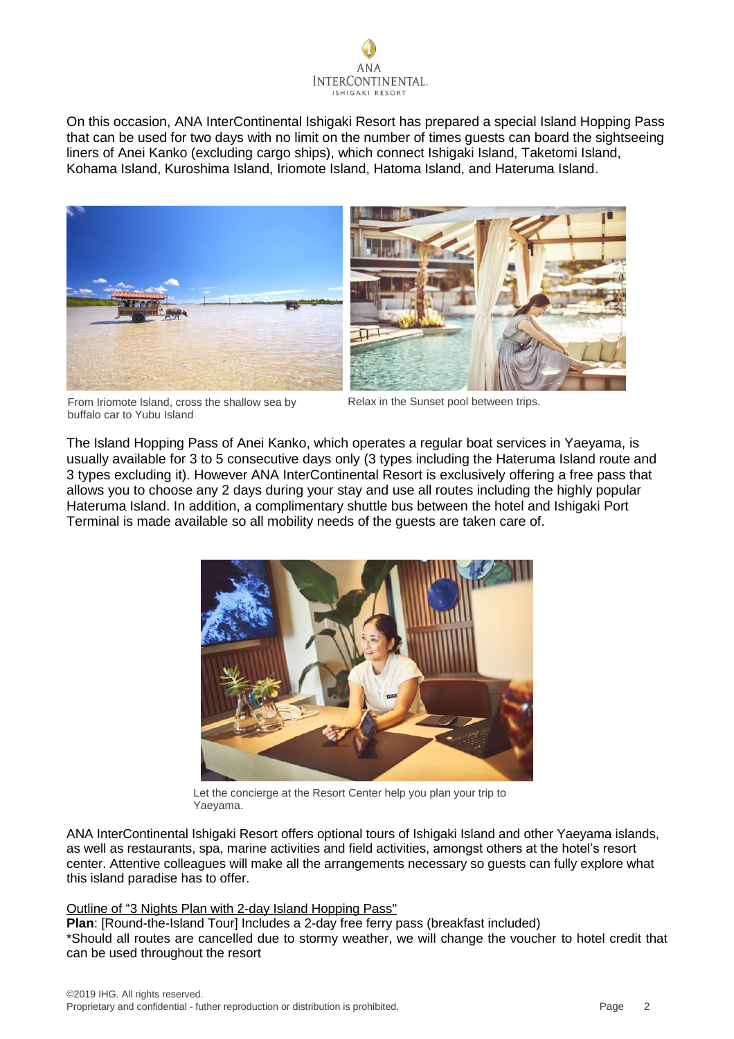On this occasion, ANA InterContinental Ishigaki Resort has prepared a special Island Hopping Pass that can be used for two days with no limit on the number of times guests can board the sightseeing liners of Anei Kanko (excluding cargo ships), which connect Ishigaki Island, Taketomi Island, Kohama Island, Kuroshima Island, Iriomote Island, Hatoma Island, and Hateruma Island.

From Iriomote Island, cross the shallow sea by buffalo car to Yubu Island

Relax in the Sunset pool between trips.

The Island Hopping Pass of Anei Kanko, which operates a regular boat services in Yaeyama, is usually available for 3 to 5 consecutive days only (3 types including the Hateruma Island route and 3 types excluding it). However ANA InterContinental Resort is exclusively offering a free pass that allows you to choose any 2 days during your stay and use all routes including the highly popular Hateruma Island. In addition, a complimentary shuttle bus between the hotel and Ishigaki Port Terminal is made available so all mobility needs of the guests are taken care of.

Let the concierge at the Resort Center help you plan your trip to Yaeyama.

ANA InterContinental Ishigaki Resort offers optional tours of Ishigaki Island and other Yaeyama islands, as well as restaurants, spa, marine activities and field activities, amongst others at the hotel's resort center. Attentive colleagues will make all the arrangements necessary so guests can fully explore what this island paradise has to offer.

Outline of "3 Nights Plan with 2-day Island Hopping Pass"

**Plan**: [Round-the-Island Tour] Includes a 2-day free ferry pass (breakfast included)
*Should all routes are cancelled due to stormy weather, we will change the voucher to hotel credit that can be used throughout the resort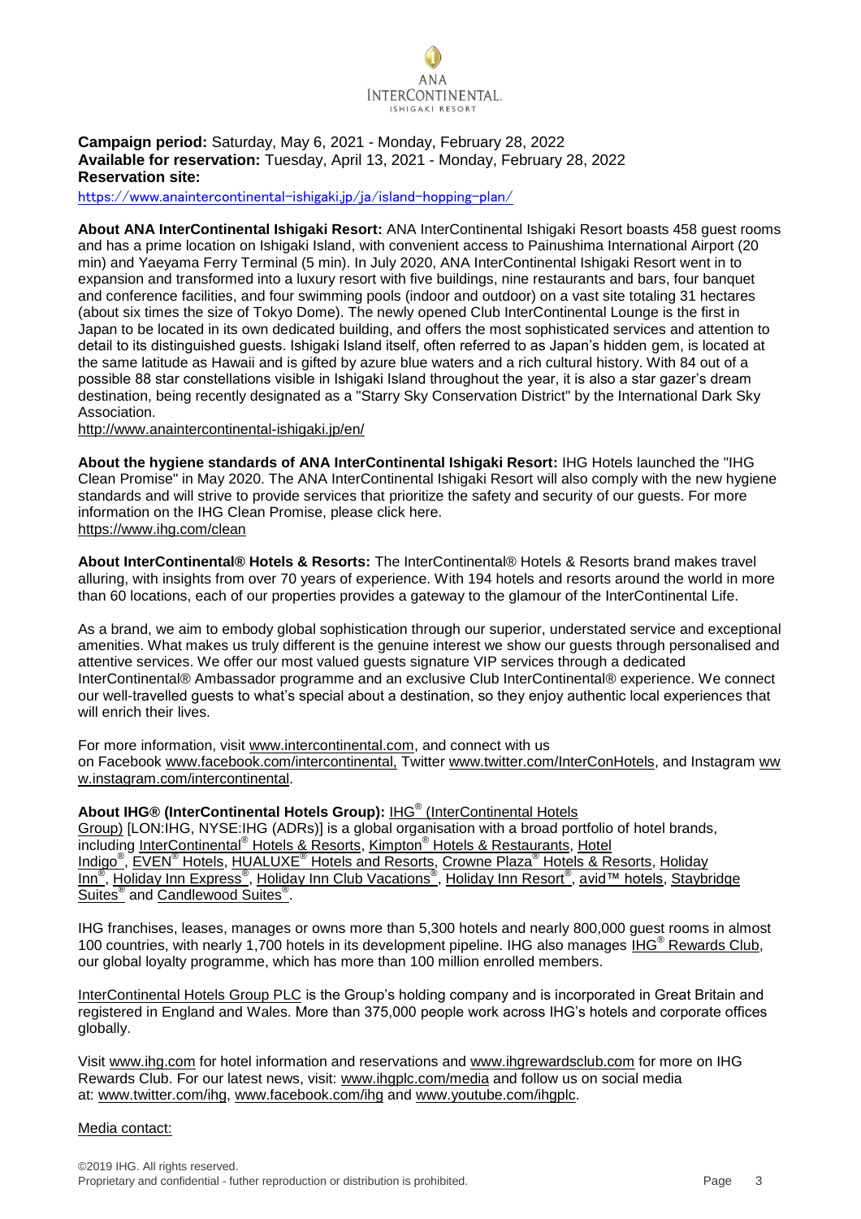**Campaign period:** Saturday, May 6, 2021 - Monday, February 28, 2022
**Available for reservation:** Tuesday, April 13, 2021 - Monday, February 28, 2022
**Reservation site:**
https://www.anaintercontinental-ishigaki.jp/ja/island-hopping-plan/

**About ANA InterContinental Ishigaki Resort:** ANA InterContinental Ishigaki Resort boasts 458 guest rooms and has a prime location on Ishigaki Island, with convenient access to Painushima International Airport (20 min) and Yaeyama Ferry Terminal (5 min). In July 2020, ANA InterContinental Ishigaki Resort went in to expansion and transformed into a luxury resort with five buildings, nine restaurants and bars, four banquet and conference facilities, and four swimming pools (indoor and outdoor) on a vast site totaling 31 hectares (about six times the size of Tokyo Dome). The newly opened Club InterContinental Lounge is the first in Japan to be located in its own dedicated building, and offers the most sophisticated services and attention to detail to its distinguished guests. Ishigaki Island itself, often referred to as Japan's hidden gem, is located at the same latitude as Hawaii and is gifted by azure blue waters and a rich cultural history. With 84 out of a possible 88 star constellations visible in Ishigaki Island throughout the year, it is also a star gazer's dream destination, being recently designated as a "Starry Sky Conservation District" by the International Dark Sky Association.
http://www.anaintercontinental-ishigaki.jp/en/

**About the hygiene standards of ANA InterContinental Ishigaki Resort:** IHG Hotels launched the "IHG Clean Promise" in May 2020. The ANA InterContinental Ishigaki Resort will also comply with the new hygiene standards and will strive to provide services that prioritize the safety and security of our guests. For more information on the IHG Clean Promise, please click here.
https://www.ihg.com/clean

**About InterContinental® Hotels & Resorts:** The InterContinental® Hotels & Resorts brand makes travel alluring, with insights from over 70 years of experience. With 194 hotels and resorts around the world in more than 60 locations, each of our properties provides a gateway to the glamour of the InterContinental Life.

As a brand, we aim to embody global sophistication through our superior, understated service and exceptional amenities. What makes us truly different is the genuine interest we show our guests through personalised and attentive services. We offer our most valued guests signature VIP services through a dedicated InterContinental® Ambassador programme and an exclusive Club InterContinental® experience. We connect our well-travelled guests to what's special about a destination, so they enjoy authentic local experiences that will enrich their lives.

For more information, visit www.intercontinental.com, and connect with us on Facebook www.facebook.com/intercontinental, Twitter www.twitter.com/InterConHotels, and Instagram www.instagram.com/intercontinental.

**About IHG® (InterContinental Hotels Group):** IHG® (InterContinental Hotels Group) [LON:IHG, NYSE:IHG (ADRs)] is a global organisation with a broad portfolio of hotel brands, including InterContinental® Hotels & Resorts, Kimpton® Hotels & Restaurants, Hotel Indigo®, EVEN® Hotels, HUALUXE® Hotels and Resorts, Crowne Plaza® Hotels & Resorts, Holiday Inn®, Holiday Inn Express®, Holiday Inn Club Vacations®, Holiday Inn Resort®, avid™ hotels, Staybridge Suites® and Candlewood Suites®.

IHG franchises, leases, manages or owns more than 5,300 hotels and nearly 800,000 guest rooms in almost 100 countries, with nearly 1,700 hotels in its development pipeline. IHG also manages IHG® Rewards Club, our global loyalty programme, which has more than 100 million enrolled members.

InterContinental Hotels Group PLC is the Group's holding company and is incorporated in Great Britain and registered in England and Wales. More than 375,000 people work across IHG's hotels and corporate offices globally.

Visit www.ihg.com for hotel information and reservations and www.ihgrewardsclub.com for more on IHG Rewards Club. For our latest news, visit: www.ihgplc.com/media and follow us on social media at: www.twitter.com/ihg, www.facebook.com/ihg and www.youtube.com/ihgplc.

Media contact: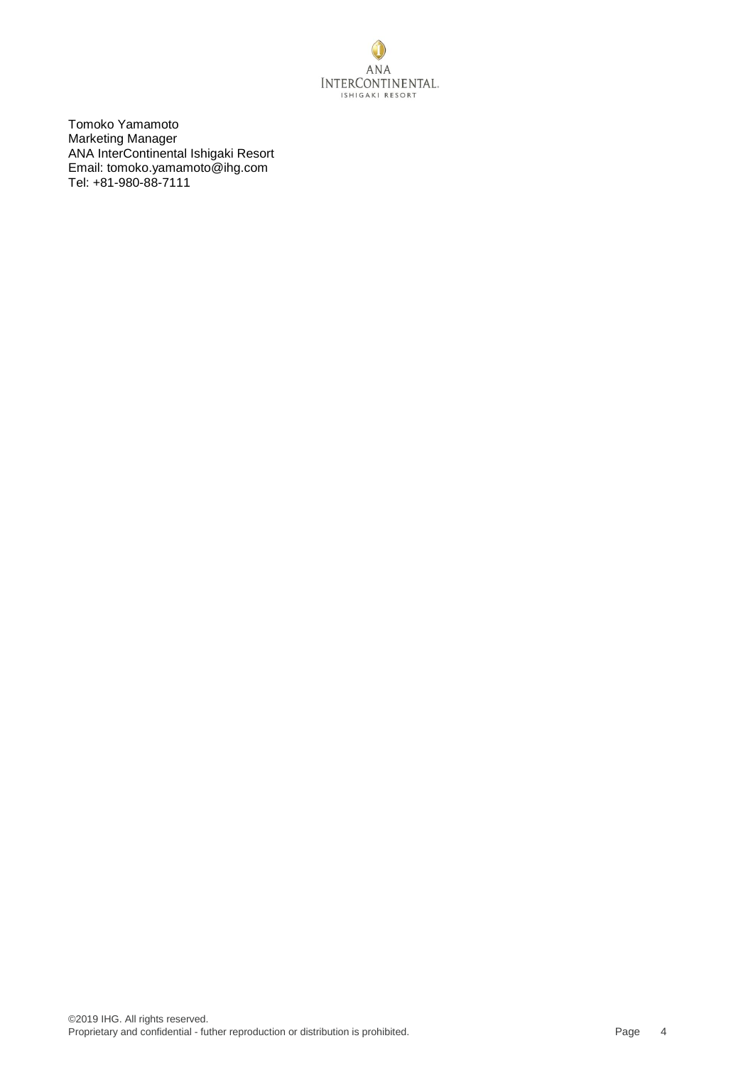Tomoko Yamamoto
Marketing Manager
ANA InterContinental Ishigaki Resort
Email: tomoko.yamamoto@ihg.com
Tel: +81-980-88-7111